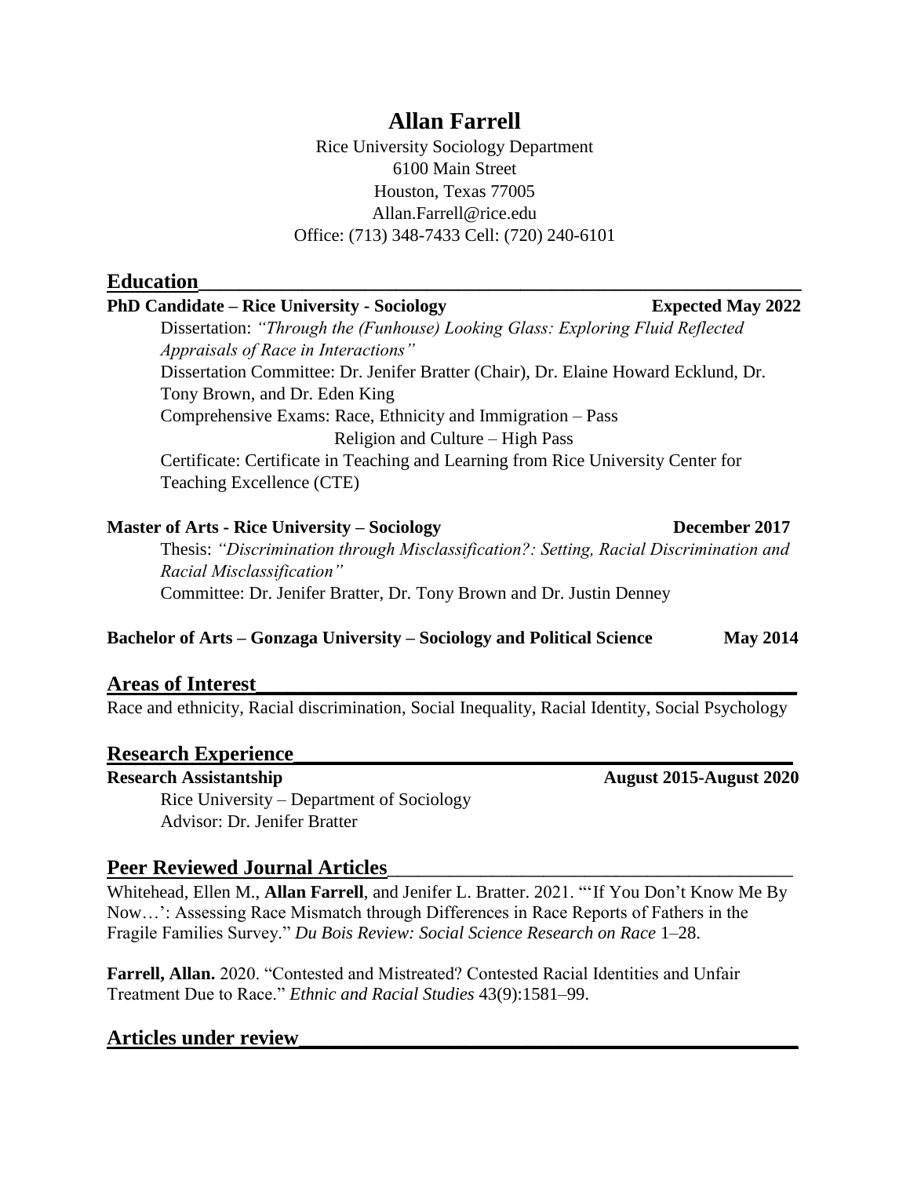# Allan Farrell

Rice University Sociology Department
6100 Main Street
Houston, Texas 77005
Allan.Farrell@rice.edu
Office: (713) 348-7433 Cell: (720) 240-6101

## Education

**PhD Candidate – Rice University - Sociology** **Expected May 2022**

Dissertation: *"Through the (Funhouse) Looking Glass: Exploring Fluid Reflected Appraisals of Race in Interactions"*

Dissertation Committee: Dr. Jenifer Bratter (Chair), Dr. Elaine Howard Ecklund, Dr. Tony Brown, and Dr. Eden King

Comprehensive Exams: Race, Ethnicity and Immigration – Pass
Religion and Culture – High Pass

Certificate: Certificate in Teaching and Learning from Rice University Center for Teaching Excellence (CTE)

**Master of Arts - Rice University – Sociology** **December 2017**

Thesis: *"Discrimination through Misclassification?: Setting, Racial Discrimination and Racial Misclassification"*

Committee: Dr. Jenifer Bratter, Dr. Tony Brown and Dr. Justin Denney

**Bachelor of Arts – Gonzaga University – Sociology and Political Science** **May 2014**

## Areas of Interest

Race and ethnicity, Racial discrimination, Social Inequality, Racial Identity, Social Psychology

## Research Experience

**Research Assistantship** **August 2015-August 2020**

Rice University – Department of Sociology
Advisor: Dr. Jenifer Bratter

## Peer Reviewed Journal Articles

Whitehead, Ellen M., **Allan Farrell**, and Jenifer L. Bratter. 2021. "'If You Don't Know Me By Now…': Assessing Race Mismatch through Differences in Race Reports of Fathers in the Fragile Families Survey." *Du Bois Review: Social Science Research on Race* 1–28.

**Farrell, Allan.** 2020. "Contested and Mistreated? Contested Racial Identities and Unfair Treatment Due to Race." *Ethnic and Racial Studies* 43(9):1581–99.

## Articles under review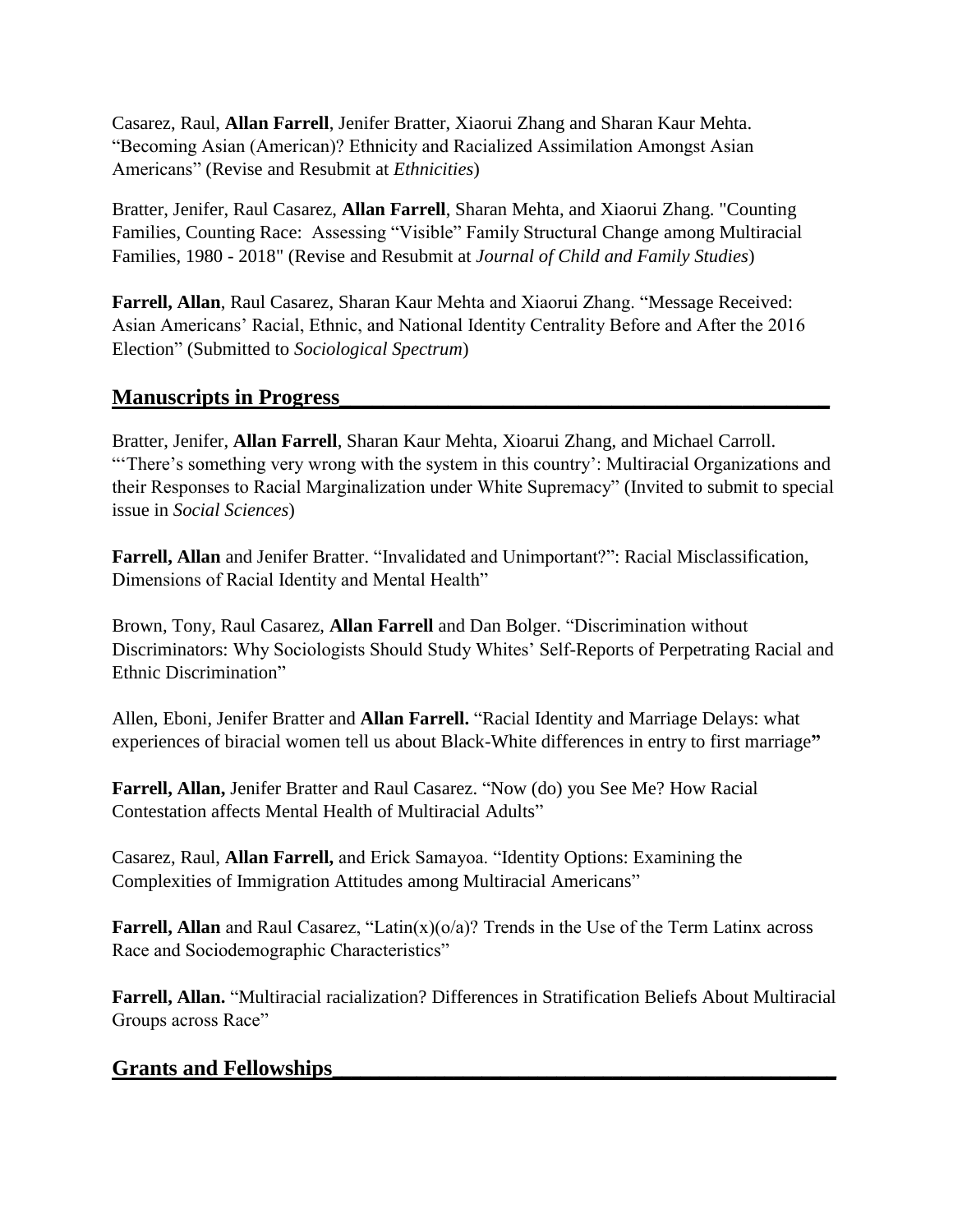Casarez, Raul, **Allan Farrell**, Jenifer Bratter, Xiaorui Zhang and Sharan Kaur Mehta. "Becoming Asian (American)? Ethnicity and Racialized Assimilation Amongst Asian Americans" (Revise and Resubmit at *Ethnicities*)

Bratter, Jenifer, Raul Casarez, **Allan Farrell**, Sharan Mehta, and Xiaorui Zhang. "Counting Families, Counting Race: Assessing "Visible" Family Structural Change among Multiracial Families, 1980 - 2018" (Revise and Resubmit at *Journal of Child and Family Studies*)

**Farrell, Allan**, Raul Casarez, Sharan Kaur Mehta and Xiaorui Zhang. "Message Received: Asian Americans' Racial, Ethnic, and National Identity Centrality Before and After the 2016 Election" (Submitted to *Sociological Spectrum*)

## Manuscripts in Progress

Bratter, Jenifer, **Allan Farrell**, Sharan Kaur Mehta, Xioarui Zhang, and Michael Carroll. "'There's something very wrong with the system in this country': Multiracial Organizations and their Responses to Racial Marginalization under White Supremacy" (Invited to submit to special issue in *Social Sciences*)

**Farrell, Allan** and Jenifer Bratter. "Invalidated and Unimportant?": Racial Misclassification, Dimensions of Racial Identity and Mental Health"

Brown, Tony, Raul Casarez, **Allan Farrell** and Dan Bolger. "Discrimination without Discriminators: Why Sociologists Should Study Whites' Self-Reports of Perpetrating Racial and Ethnic Discrimination"

Allen, Eboni, Jenifer Bratter and **Allan Farrell.** "Racial Identity and Marriage Delays: what experiences of biracial women tell us about Black-White differences in entry to first marriage**"**

**Farrell, Allan,** Jenifer Bratter and Raul Casarez. "Now (do) you See Me? How Racial Contestation affects Mental Health of Multiracial Adults"

Casarez, Raul, **Allan Farrell,** and Erick Samayoa. "Identity Options: Examining the Complexities of Immigration Attitudes among Multiracial Americans"

**Farrell, Allan** and Raul Casarez, "Latin(x)(o/a)? Trends in the Use of the Term Latinx across Race and Sociodemographic Characteristics"

**Farrell, Allan.** "Multiracial racialization? Differences in Stratification Beliefs About Multiracial Groups across Race"

## Grants and Fellowships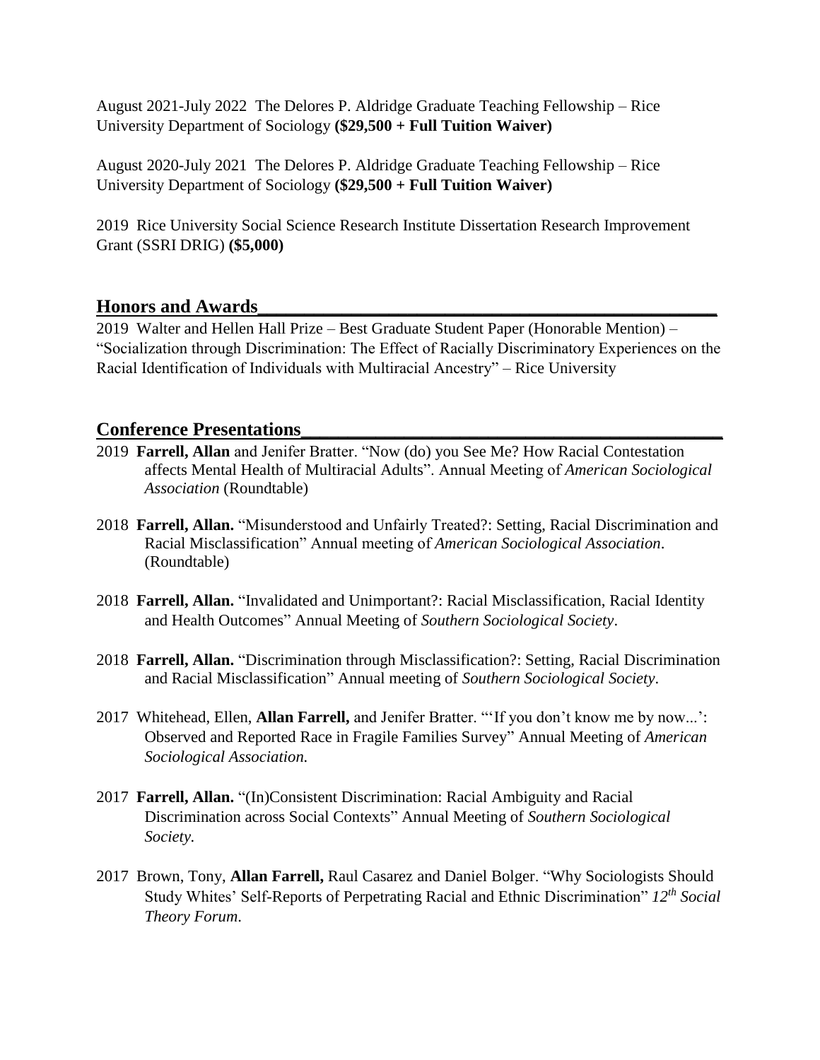August 2021-July 2022 The Delores P. Aldridge Graduate Teaching Fellowship – Rice University Department of Sociology **($29,500 + Full Tuition Waiver)**

August 2020-July 2021 The Delores P. Aldridge Graduate Teaching Fellowship – Rice University Department of Sociology **($29,500 + Full Tuition Waiver)**

2019 Rice University Social Science Research Institute Dissertation Research Improvement Grant (SSRI DRIG) **($5,000)**

## Honors and Awards

2019 Walter and Hellen Hall Prize – Best Graduate Student Paper (Honorable Mention) – "Socialization through Discrimination: The Effect of Racially Discriminatory Experiences on the Racial Identification of Individuals with Multiracial Ancestry" – Rice University

## Conference Presentations

2019 **Farrell, Allan** and Jenifer Bratter. "Now (do) you See Me? How Racial Contestation affects Mental Health of Multiracial Adults". Annual Meeting of *American Sociological Association* (Roundtable)

2018 **Farrell, Allan.** "Misunderstood and Unfairly Treated?: Setting, Racial Discrimination and Racial Misclassification" Annual meeting of *American Sociological Association*. (Roundtable)

2018 **Farrell, Allan.** "Invalidated and Unimportant?: Racial Misclassification, Racial Identity and Health Outcomes" Annual Meeting of *Southern Sociological Society*.

2018 **Farrell, Allan.** "Discrimination through Misclassification?: Setting, Racial Discrimination and Racial Misclassification" Annual meeting of *Southern Sociological Society*.

2017 Whitehead, Ellen, **Allan Farrell,** and Jenifer Bratter. "'If you don't know me by now...': Observed and Reported Race in Fragile Families Survey" Annual Meeting of *American Sociological Association.*

2017 **Farrell, Allan.** "(In)Consistent Discrimination: Racial Ambiguity and Racial Discrimination across Social Contexts" Annual Meeting of *Southern Sociological Society.*

2017 Brown, Tony, **Allan Farrell,** Raul Casarez and Daniel Bolger. "Why Sociologists Should Study Whites' Self-Reports of Perpetrating Racial and Ethnic Discrimination" *12th Social Theory Forum.*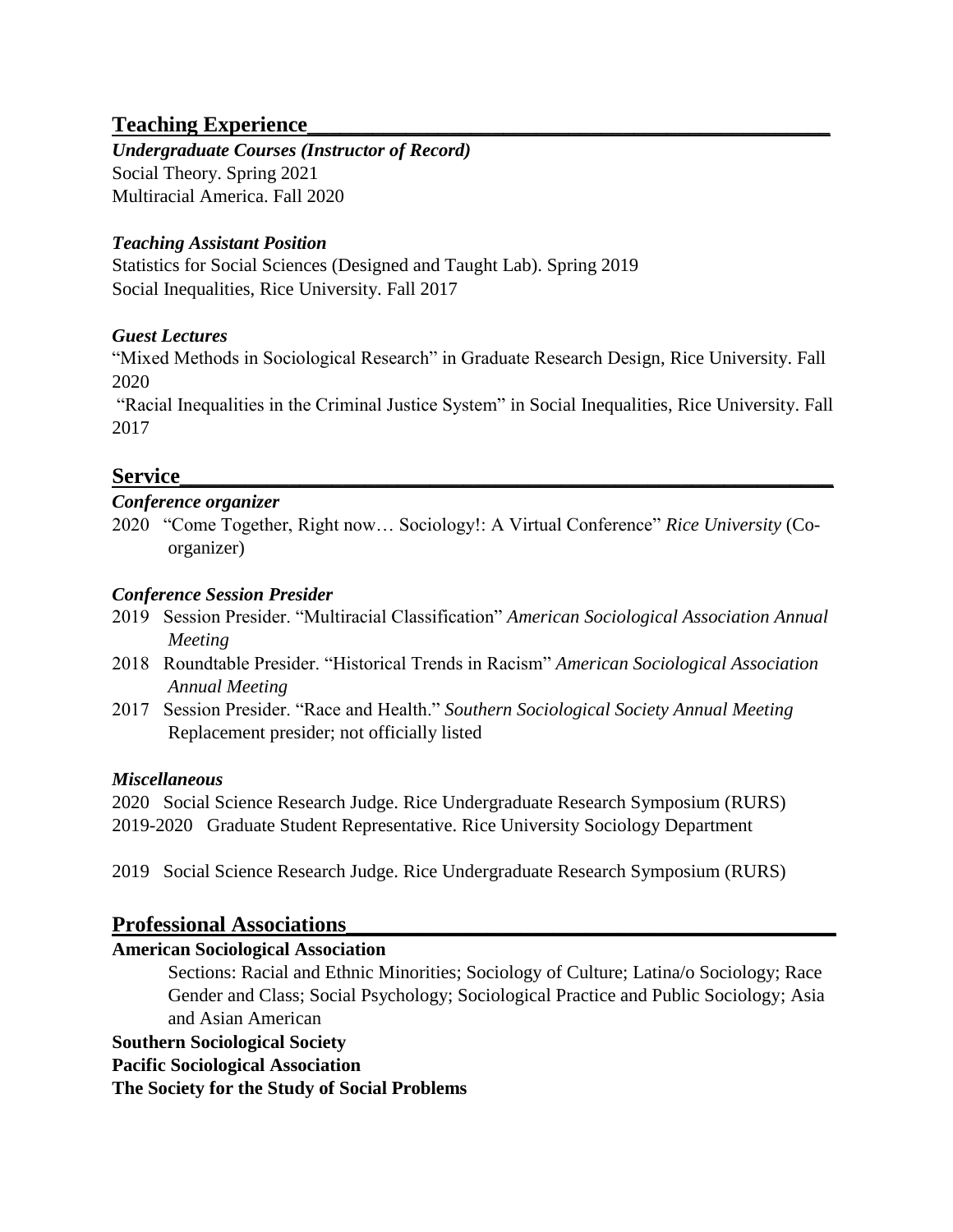## Teaching Experience

***Undergraduate Courses (Instructor of Record)***

Social Theory. Spring 2021

Multiracial America. Fall 2020

***Teaching Assistant Position***

Statistics for Social Sciences (Designed and Taught Lab). Spring 2019

Social Inequalities, Rice University. Fall 2017

***Guest Lectures***

"Mixed Methods in Sociological Research" in Graduate Research Design, Rice University. Fall 2020

"Racial Inequalities in the Criminal Justice System" in Social Inequalities, Rice University. Fall 2017

## Service

***Conference organizer***

2020 "Come Together, Right now… Sociology!: A Virtual Conference" *Rice University* (Co-organizer)

***Conference Session Presider***

2019 Session Presider. "Multiracial Classification" *American Sociological Association Annual Meeting*

2018 Roundtable Presider. "Historical Trends in Racism" *American Sociological Association Annual Meeting*

2017 Session Presider. "Race and Health." *Southern Sociological Society Annual Meeting* Replacement presider; not officially listed

***Miscellaneous***

2020 Social Science Research Judge. Rice Undergraduate Research Symposium (RURS)

2019-2020 Graduate Student Representative. Rice University Sociology Department

2019 Social Science Research Judge. Rice Undergraduate Research Symposium (RURS)

## Professional Associations

**American Sociological Association**

Sections: Racial and Ethnic Minorities; Sociology of Culture; Latina/o Sociology; Race Gender and Class; Social Psychology; Sociological Practice and Public Sociology; Asia and Asian American

**Southern Sociological Society**

**Pacific Sociological Association**

**The Society for the Study of Social Problems**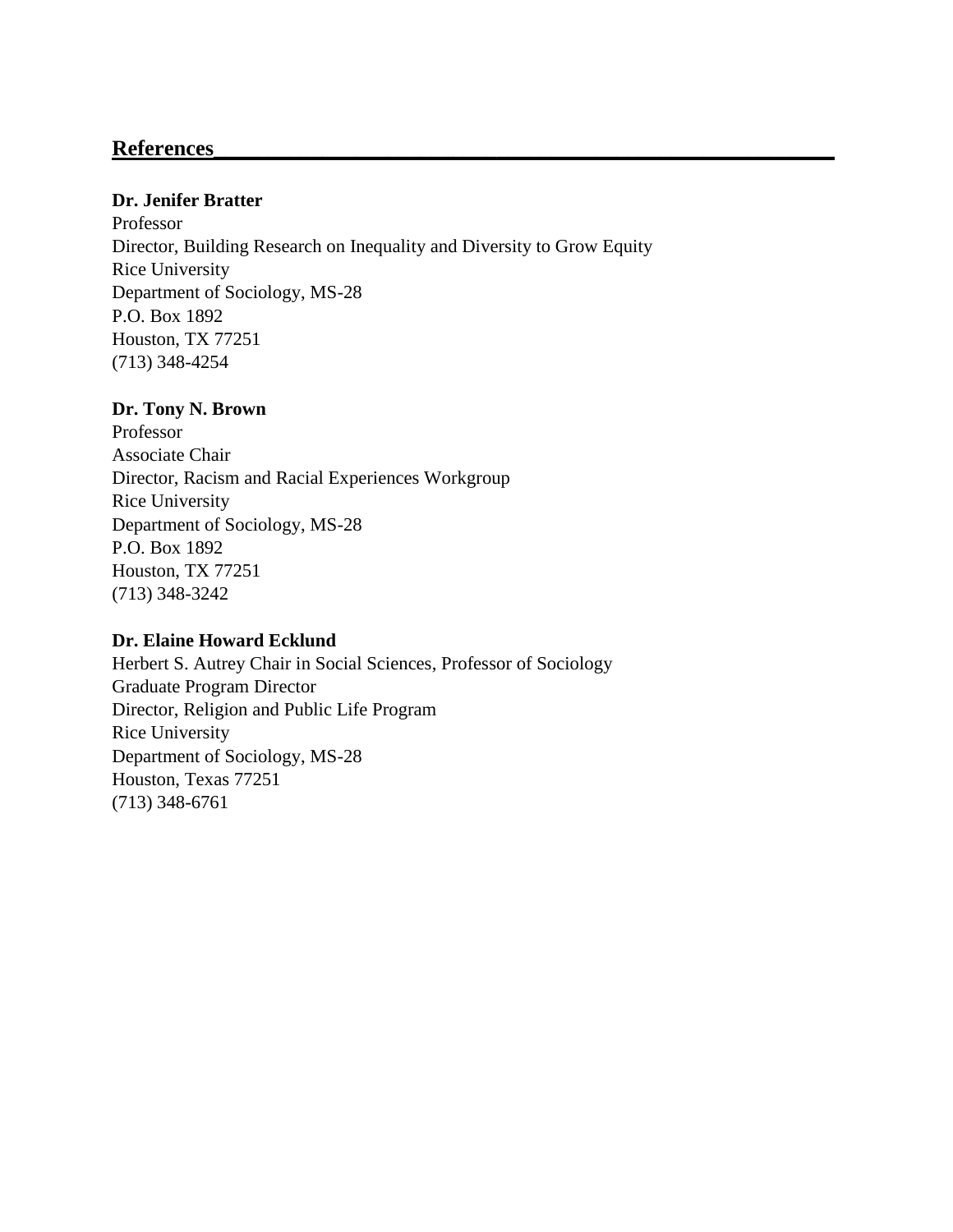## References

**Dr. Jenifer Bratter**
Professor
Director, Building Research on Inequality and Diversity to Grow Equity
Rice University
Department of Sociology, MS-28
P.O. Box 1892
Houston, TX 77251
(713) 348-4254

**Dr. Tony N. Brown**
Professor
Associate Chair
Director, Racism and Racial Experiences Workgroup
Rice University
Department of Sociology, MS-28
P.O. Box 1892
Houston, TX 77251
(713) 348-3242

**Dr. Elaine Howard Ecklund**
Herbert S. Autrey Chair in Social Sciences, Professor of Sociology
Graduate Program Director
Director, Religion and Public Life Program
Rice University
Department of Sociology, MS-28
Houston, Texas 77251
(713) 348-6761